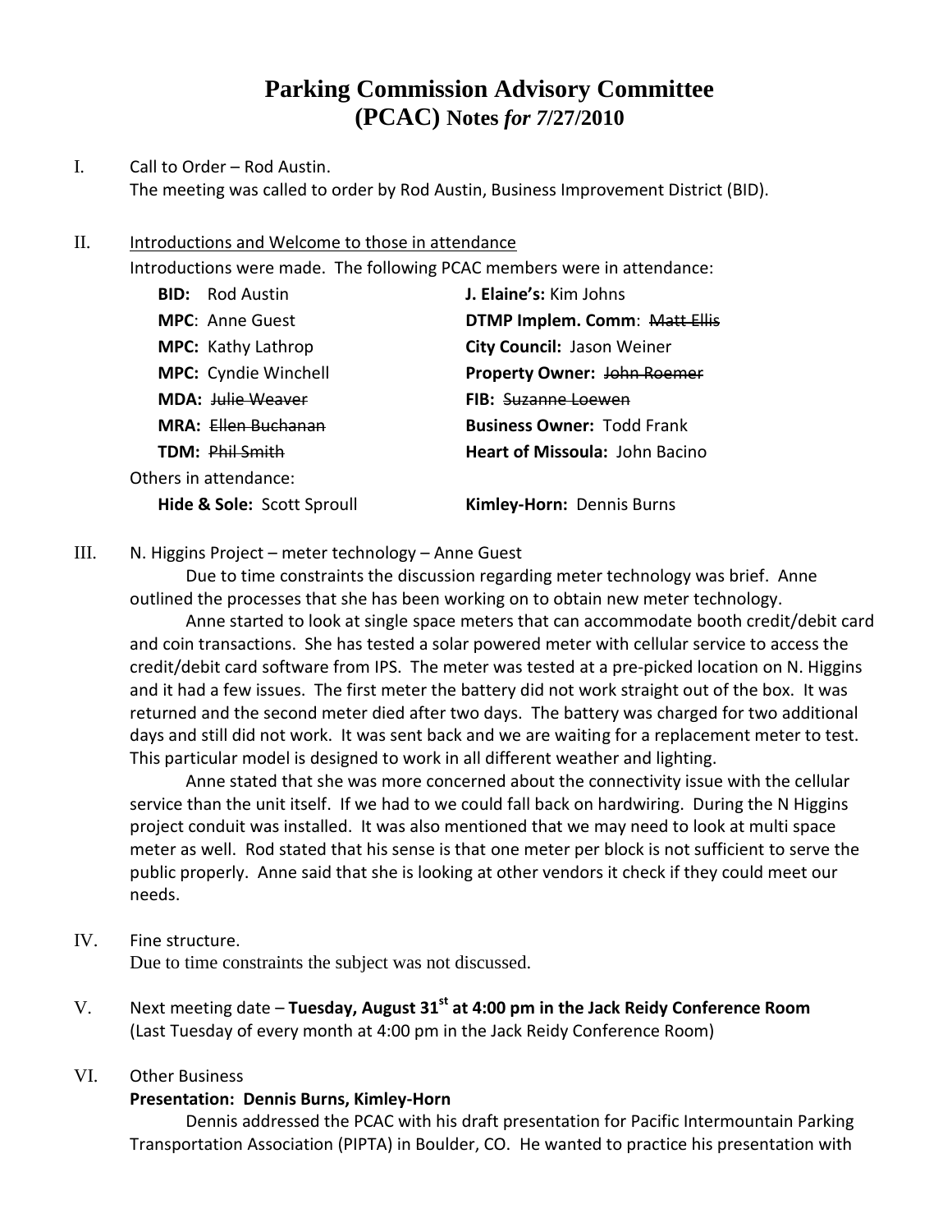# Parking Commission Advisory Committee (PCAC) Notes *for 7/27/2010*

I. Call to Order – Rod Austin.

The meeting was called to order by Rod Austin, Business Improvement District (BID).

II. Introductions and Welcome to those in attendance

Introductions were made. The following PCAC members were in attendance:

| | |
|---|---|
| **BID:** Rod Austin | **J. Elaine's:** Kim Johns |
| **MPC**: Anne Guest | **DTMP Implem. Comm**: ~~Matt Ellis~~ |
| **MPC:** Kathy Lathrop | **City Council:** Jason Weiner |
| **MPC:** Cyndie Winchell | **Property Owner:** ~~John Roemer~~ |
| **MDA:** ~~Julie Weaver~~ | **FIB:** ~~Suzanne Loewen~~ |
| **MRA:** ~~Ellen Buchanan~~ | **Business Owner:** Todd Frank |
| **TDM:** ~~Phil Smith~~ | **Heart of Missoula:** John Bacino |

Others in attendance:

| | |
|---|---|
| **Hide & Sole:** Scott Sproull | **Kimley-Horn:** Dennis Burns |

III. N. Higgins Project – meter technology – Anne Guest

Due to time constraints the discussion regarding meter technology was brief. Anne outlined the processes that she has been working on to obtain new meter technology.

Anne started to look at single space meters that can accommodate booth credit/debit card and coin transactions. She has tested a solar powered meter with cellular service to access the credit/debit card software from IPS. The meter was tested at a pre-picked location on N. Higgins and it had a few issues. The first meter the battery did not work straight out of the box. It was returned and the second meter died after two days. The battery was charged for two additional days and still did not work. It was sent back and we are waiting for a replacement meter to test. This particular model is designed to work in all different weather and lighting.

Anne stated that she was more concerned about the connectivity issue with the cellular service than the unit itself. If we had to we could fall back on hardwiring. During the N Higgins project conduit was installed. It was also mentioned that we may need to look at multi space meter as well. Rod stated that his sense is that one meter per block is not sufficient to serve the public properly. Anne said that she is looking at other vendors it check if they could meet our needs.

IV. Fine structure.

Due to time constraints the subject was not discussed.

V. Next meeting date – **Tuesday, August 31st at 4:00 pm in the Jack Reidy Conference Room** (Last Tuesday of every month at 4:00 pm in the Jack Reidy Conference Room)

VI. Other Business

**Presentation: Dennis Burns, Kimley-Horn**

Dennis addressed the PCAC with his draft presentation for Pacific Intermountain Parking Transportation Association (PIPTA) in Boulder, CO. He wanted to practice his presentation with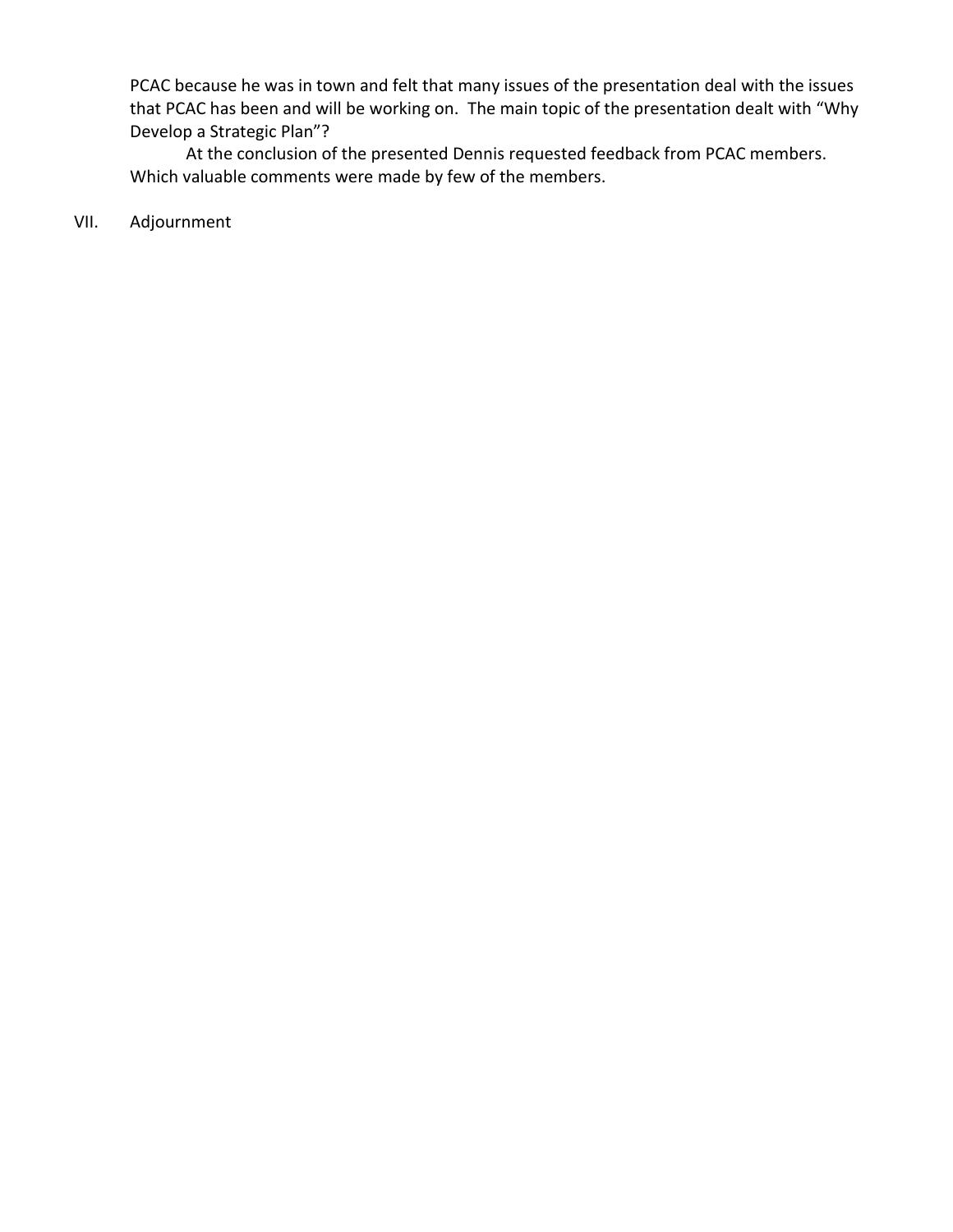PCAC because he was in town and felt that many issues of the presentation deal with the issues that PCAC has been and will be working on. The main topic of the presentation dealt with "Why Develop a Strategic Plan"?

At the conclusion of the presented Dennis requested feedback from PCAC members. Which valuable comments were made by few of the members.

VII. Adjournment